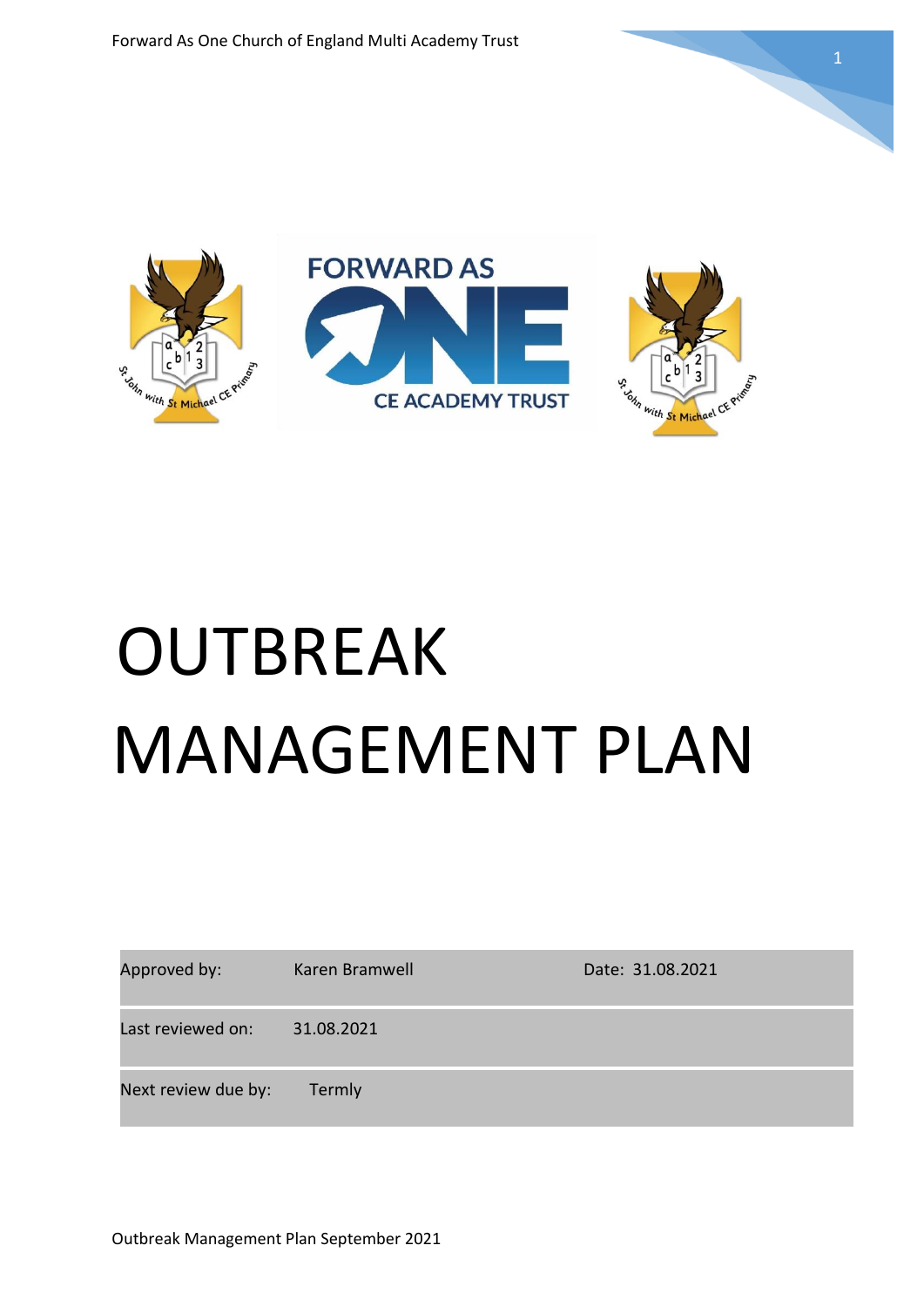# OUTBREAK MANAGEMENT PLAN

| Approved by: | Karen Bramwell | Date: 31.08.2021 |
|---|---|---|
| Last reviewed on: | 31.08.2021 | |
| Next review due by: | Termly | |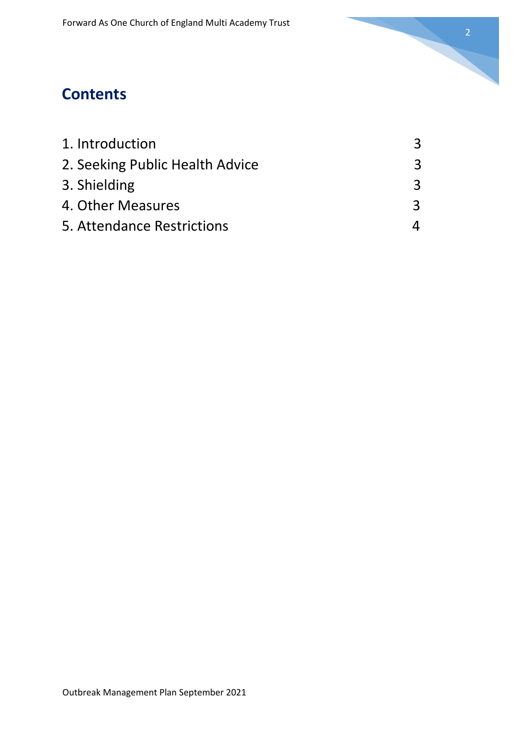## Contents

| | |
|---|---|
| 1. Introduction | 3 |
| 2. Seeking Public Health Advice | 3 |
| 3. Shielding | 3 |
| 4. Other Measures | 3 |
| 5. Attendance Restrictions | 4 |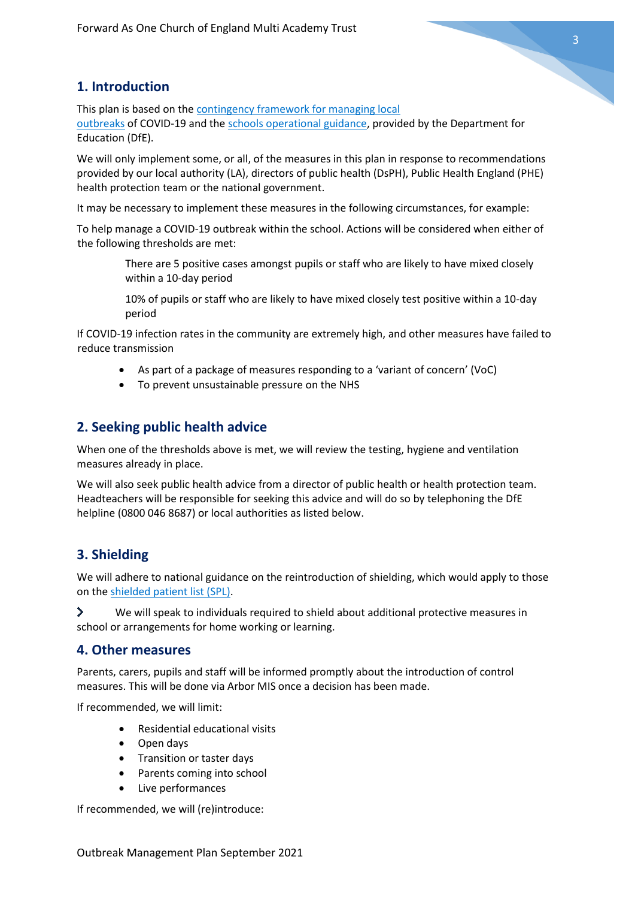## 1. Introduction

This plan is based on the contingency framework for managing local outbreaks of COVID-19 and the schools operational guidance, provided by the Department for Education (DfE).

We will only implement some, or all, of the measures in this plan in response to recommendations provided by our local authority (LA), directors of public health (DsPH), Public Health England (PHE) health protection team or the national government.

It may be necessary to implement these measures in the following circumstances, for example:

To help manage a COVID-19 outbreak within the school. Actions will be considered when either of the following thresholds are met:

> There are 5 positive cases amongst pupils or staff who are likely to have mixed closely within a 10-day period
>
> 10% of pupils or staff who are likely to have mixed closely test positive within a 10-day period

If COVID-19 infection rates in the community are extremely high, and other measures have failed to reduce transmission

- As part of a package of measures responding to a 'variant of concern' (VoC)
- To prevent unsustainable pressure on the NHS

## 2. Seeking public health advice

When one of the thresholds above is met, we will review the testing, hygiene and ventilation measures already in place.

We will also seek public health advice from a director of public health or health protection team. Headteachers will be responsible for seeking this advice and will do so by telephoning the DfE helpline (0800 046 8687) or local authorities as listed below.

## 3. Shielding

We will adhere to national guidance on the reintroduction of shielding, which would apply to those on the shielded patient list (SPL).

- We will speak to individuals required to shield about additional protective measures in school or arrangements for home working or learning.

## 4. Other measures

Parents, carers, pupils and staff will be informed promptly about the introduction of control measures. This will be done via Arbor MIS once a decision has been made.

If recommended, we will limit:

- Residential educational visits
- Open days
- Transition or taster days
- Parents coming into school
- Live performances

If recommended, we will (re)introduce: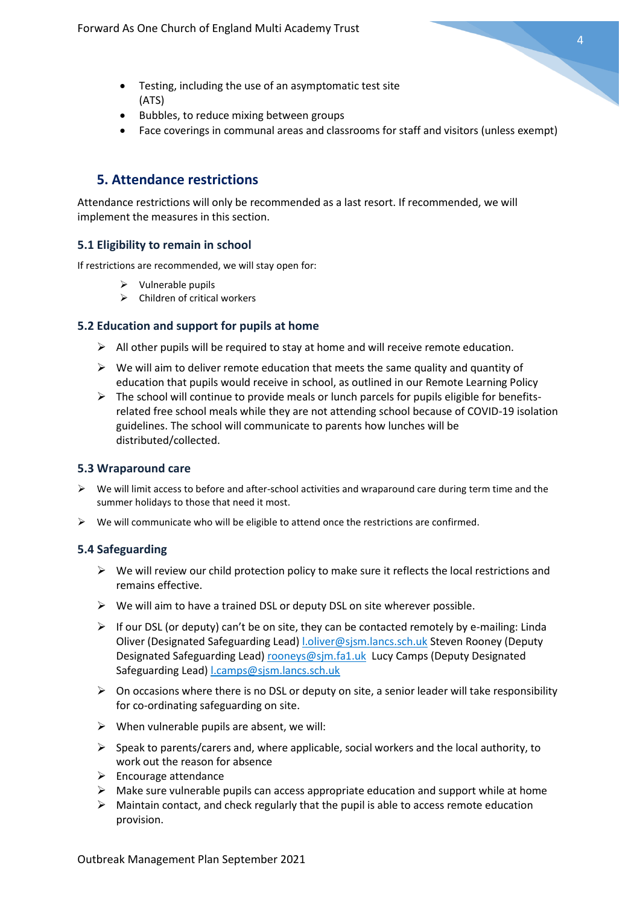- Testing, including the use of an asymptomatic test site (ATS)
- Bubbles, to reduce mixing between groups
- Face coverings in communal areas and classrooms for staff and visitors (unless exempt)

## 5. Attendance restrictions

Attendance restrictions will only be recommended as a last resort. If recommended, we will implement the measures in this section.

### 5.1 Eligibility to remain in school

If restrictions are recommended, we will stay open for:

- Vulnerable pupils
- Children of critical workers

### 5.2 Education and support for pupils at home

- All other pupils will be required to stay at home and will receive remote education.
- We will aim to deliver remote education that meets the same quality and quantity of education that pupils would receive in school, as outlined in our Remote Learning Policy
- The school will continue to provide meals or lunch parcels for pupils eligible for benefits-related free school meals while they are not attending school because of COVID-19 isolation guidelines. The school will communicate to parents how lunches will be distributed/collected.

### 5.3 Wraparound care

- We will limit access to before and after-school activities and wraparound care during term time and the summer holidays to those that need it most.
- We will communicate who will be eligible to attend once the restrictions are confirmed.

### 5.4 Safeguarding

- We will review our child protection policy to make sure it reflects the local restrictions and remains effective.
- We will aim to have a trained DSL or deputy DSL on site wherever possible.
- If our DSL (or deputy) can't be on site, they can be contacted remotely by e-mailing: Linda Oliver (Designated Safeguarding Lead) l.oliver@sjsm.lancs.sch.uk Steven Rooney (Deputy Designated Safeguarding Lead) rooneys@sjm.fa1.uk Lucy Camps (Deputy Designated Safeguarding Lead) l.camps@sjsm.lancs.sch.uk
- On occasions where there is no DSL or deputy on site, a senior leader will take responsibility for co-ordinating safeguarding on site.
- When vulnerable pupils are absent, we will:
- Speak to parents/carers and, where applicable, social workers and the local authority, to work out the reason for absence
- Encourage attendance
- Make sure vulnerable pupils can access appropriate education and support while at home
- Maintain contact, and check regularly that the pupil is able to access remote education provision.